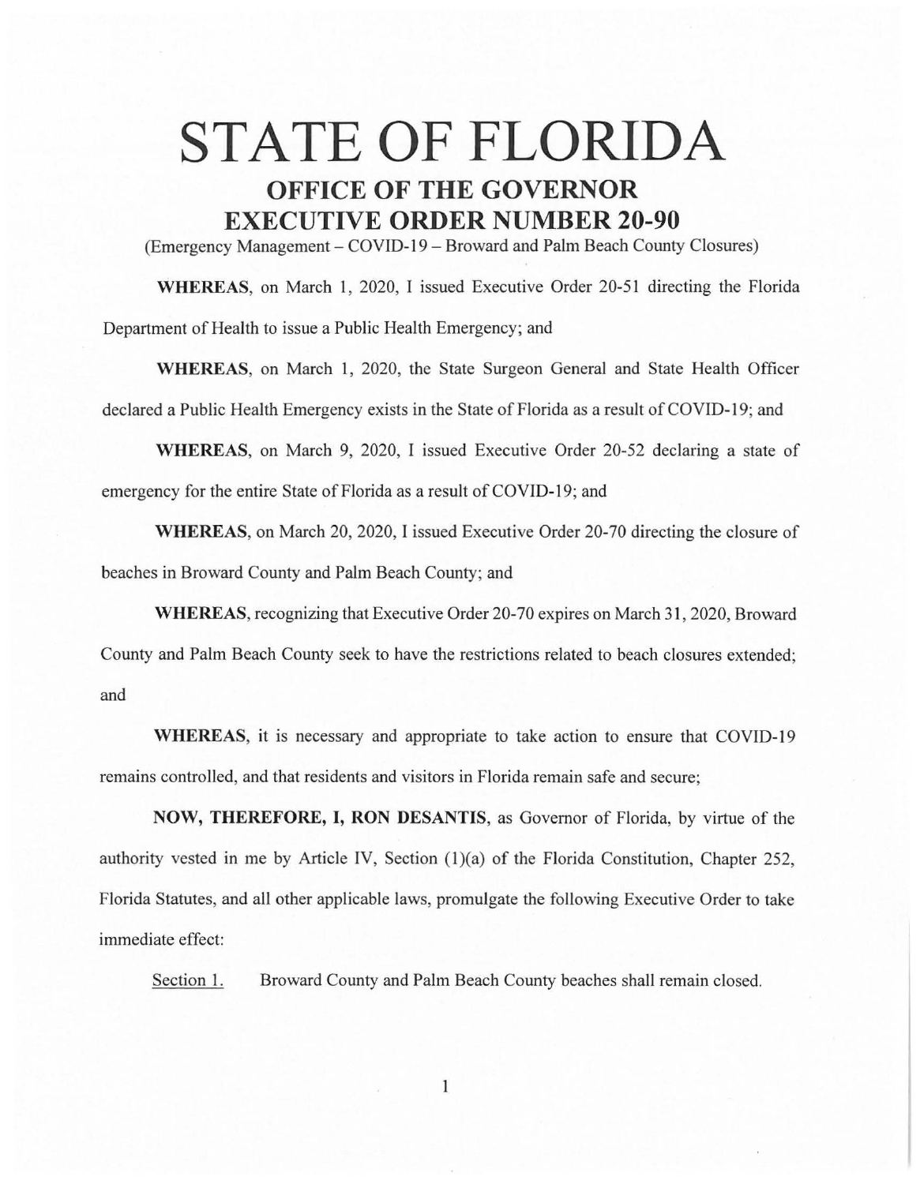# STATE OF FLORIDA

## OFFICE OF THE GOVERNOR

## EXECUTIVE ORDER NUMBER 20-90

(Emergency Management – COVID-19 – Broward and Palm Beach County Closures)

**WHEREAS**, on March 1, 2020, I issued Executive Order 20-51 directing the Florida Department of Health to issue a Public Health Emergency; and

**WHEREAS**, on March 1, 2020, the State Surgeon General and State Health Officer declared a Public Health Emergency exists in the State of Florida as a result of COVID-19; and

**WHEREAS**, on March 9, 2020, I issued Executive Order 20-52 declaring a state of emergency for the entire State of Florida as a result of COVID-19; and

**WHEREAS**, on March 20, 2020, I issued Executive Order 20-70 directing the closure of beaches in Broward County and Palm Beach County; and

**WHEREAS**, recognizing that Executive Order 20-70 expires on March 31, 2020, Broward County and Palm Beach County seek to have the restrictions related to beach closures extended; and

**WHEREAS**, it is necessary and appropriate to take action to ensure that COVID-19 remains controlled, and that residents and visitors in Florida remain safe and secure;

**NOW, THEREFORE, I, RON DESANTIS**, as Governor of Florida, by virtue of the authority vested in me by Article IV, Section (1)(a) of the Florida Constitution, Chapter 252, Florida Statutes, and all other applicable laws, promulgate the following Executive Order to take immediate effect:

Section 1. Broward County and Palm Beach County beaches shall remain closed.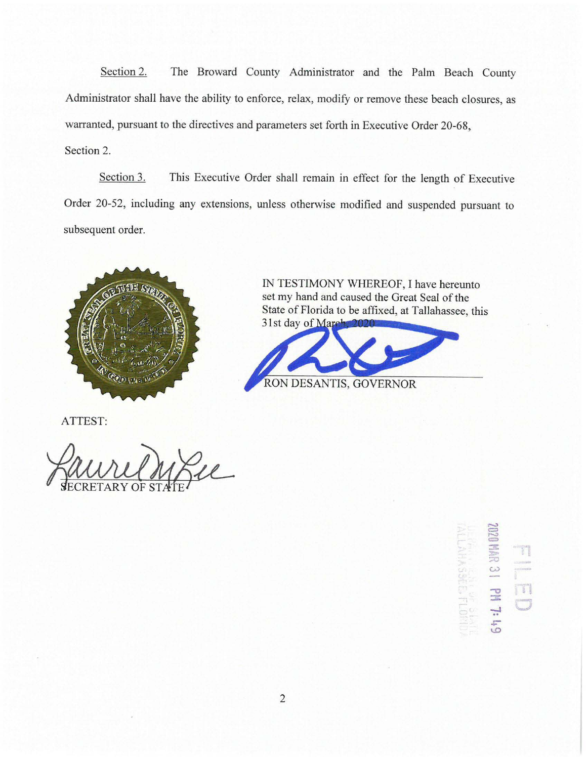Section 2. The Broward County Administrator and the Palm Beach County Administrator shall have the ability to enforce, relax, modify or remove these beach closures, as warranted, pursuant to the directives and parameters set forth in Executive Order 20-68, Section 2.

Section 3. This Executive Order shall remain in effect for the length of Executive Order 20-52, including any extensions, unless otherwise modified and suspended pursuant to subsequent order.

IN TESTIMONY WHEREOF, I have hereunto set my hand and caused the Great Seal of the State of Florida to be affixed, at Tallahassee, this 31st day of March, 2020

RON DESANTIS, GOVERNOR

ATTEST:

SECRETARY OF STATE

FILED

2020 MAR 31 PM 7:49

DEPARTMENT OF STATE
TALLAHASSEE, FLORIDA